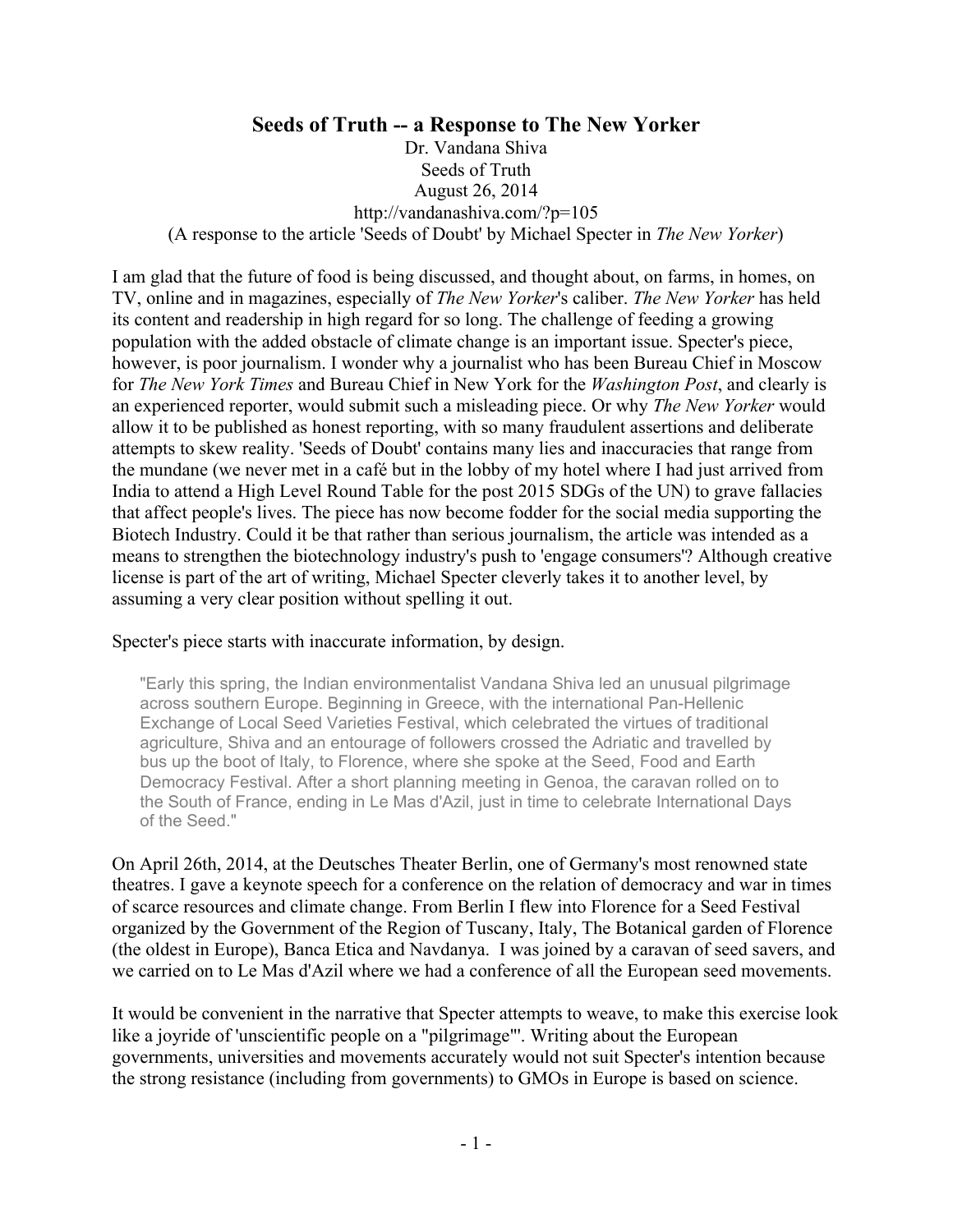# Seeds of Truth -- a Response to The New Yorker

Dr. Vandana Shiva
Seeds of Truth
August 26, 2014
http://vandanashiva.com/?p=105
(A response to the article 'Seeds of Doubt' by Michael Specter in *The New Yorker*)

I am glad that the future of food is being discussed, and thought about, on farms, in homes, on TV, online and in magazines, especially of *The New Yorker*'s caliber. *The New Yorker* has held its content and readership in high regard for so long. The challenge of feeding a growing population with the added obstacle of climate change is an important issue. Specter's piece, however, is poor journalism. I wonder why a journalist who has been Bureau Chief in Moscow for *The New York Times* and Bureau Chief in New York for the *Washington Post*, and clearly is an experienced reporter, would submit such a misleading piece. Or why *The New Yorker* would allow it to be published as honest reporting, with so many fraudulent assertions and deliberate attempts to skew reality. 'Seeds of Doubt' contains many lies and inaccuracies that range from the mundane (we never met in a café but in the lobby of my hotel where I had just arrived from India to attend a High Level Round Table for the post 2015 SDGs of the UN) to grave fallacies that affect people's lives. The piece has now become fodder for the social media supporting the Biotech Industry. Could it be that rather than serious journalism, the article was intended as a means to strengthen the biotechnology industry's push to 'engage consumers'? Although creative license is part of the art of writing, Michael Specter cleverly takes it to another level, by assuming a very clear position without spelling it out.

Specter's piece starts with inaccurate information, by design.

> "Early this spring, the Indian environmentalist Vandana Shiva led an unusual pilgrimage across southern Europe. Beginning in Greece, with the international Pan-Hellenic Exchange of Local Seed Varieties Festival, which celebrated the virtues of traditional agriculture, Shiva and an entourage of followers crossed the Adriatic and travelled by bus up the boot of Italy, to Florence, where she spoke at the Seed, Food and Earth Democracy Festival. After a short planning meeting in Genoa, the caravan rolled on to the South of France, ending in Le Mas d'Azil, just in time to celebrate International Days of the Seed."

On April 26th, 2014, at the Deutsches Theater Berlin, one of Germany's most renowned state theatres. I gave a keynote speech for a conference on the relation of democracy and war in times of scarce resources and climate change. From Berlin I flew into Florence for a Seed Festival organized by the Government of the Region of Tuscany, Italy, The Botanical garden of Florence (the oldest in Europe), Banca Etica and Navdanya. I was joined by a caravan of seed savers, and we carried on to Le Mas d'Azil where we had a conference of all the European seed movements.

It would be convenient in the narrative that Specter attempts to weave, to make this exercise look like a joyride of 'unscientific people on a "pilgrimage"'. Writing about the European governments, universities and movements accurately would not suit Specter's intention because the strong resistance (including from governments) to GMOs in Europe is based on science.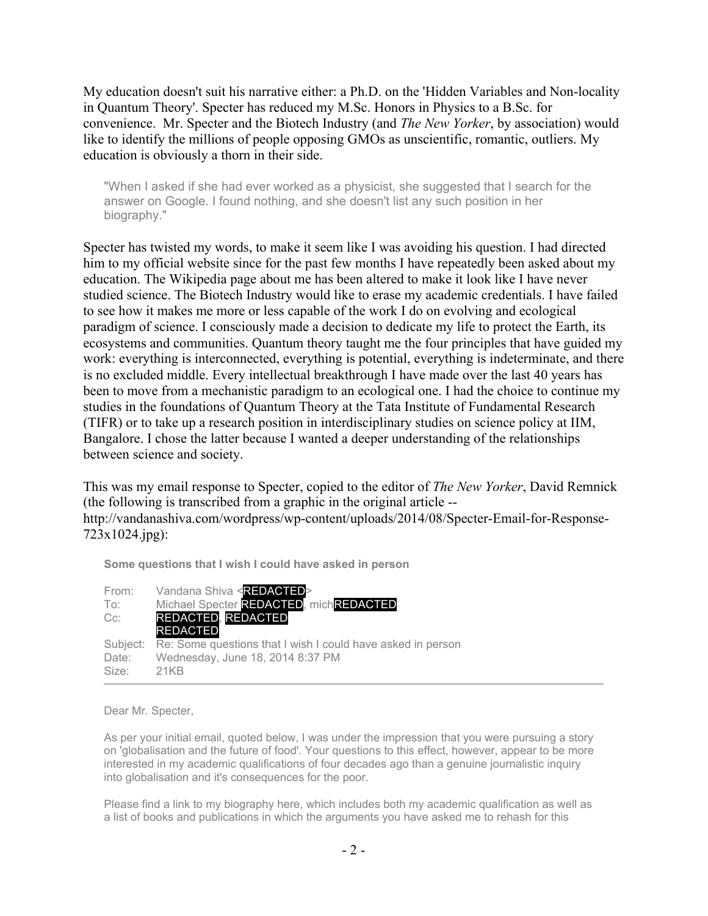My education doesn't suit his narrative either: a Ph.D. on the 'Hidden Variables and Non-locality in Quantum Theory'. Specter has reduced my M.Sc. Honors in Physics to a B.Sc. for convenience. Mr. Specter and the Biotech Industry (and *The New Yorker*, by association) would like to identify the millions of people opposing GMOs as unscientific, romantic, outliers. My education is obviously a thorn in their side.

> "When I asked if she had ever worked as a physicist, she suggested that I search for the answer on Google. I found nothing, and she doesn't list any such position in her biography."

Specter has twisted my words, to make it seem like I was avoiding his question. I had directed him to my official website since for the past few months I have repeatedly been asked about my education. The Wikipedia page about me has been altered to make it look like I have never studied science. The Biotech Industry would like to erase my academic credentials. I have failed to see how it makes me more or less capable of the work I do on evolving and ecological paradigm of science. I consciously made a decision to dedicate my life to protect the Earth, its ecosystems and communities. Quantum theory taught me the four principles that have guided my work: everything is interconnected, everything is potential, everything is indeterminate, and there is no excluded middle. Every intellectual breakthrough I have made over the last 40 years has been to move from a mechanistic paradigm to an ecological one. I had the choice to continue my studies in the foundations of Quantum Theory at the Tata Institute of Fundamental Research (TIFR) or to take up a research position in interdisciplinary studies on science policy at IIM, Bangalore. I chose the latter because I wanted a deeper understanding of the relationships between science and society.

This was my email response to Specter, copied to the editor of *The New Yorker*, David Remnick (the following is transcribed from a graphic in the original article -- http://vandanashiva.com/wordpress/wp-content/uploads/2014/08/Specter-Email-for-Response-723x1024.jpg):

> **Some questions that I wish I could have asked in person**
>
> | | |
> |---|---|
> | From: | Vandana Shiva <REDACTED> |
> | To: | Michael Specter REDACTED, michREDACTED |
> | Cc: | REDACTED, REDACTED REDACTED |
> | Subject: | Re: Some questions that I wish I could have asked in person |
> | Date: | Wednesday, June 18, 2014 8:37 PM |
> | Size: | 21KB |
>
> Dear Mr. Specter,
>
> As per your initial email, quoted below, I was under the impression that you were pursuing a story on 'globalisation and the future of food'. Your questions to this effect, however, appear to be more interested in my academic qualifications of four decades ago than a genuine journalistic inquiry into globalisation and it's consequences for the poor.
>
> Please find a link to my biography here, which includes both my academic qualification as well as a list of books and publications in which the arguments you have asked me to rehash for this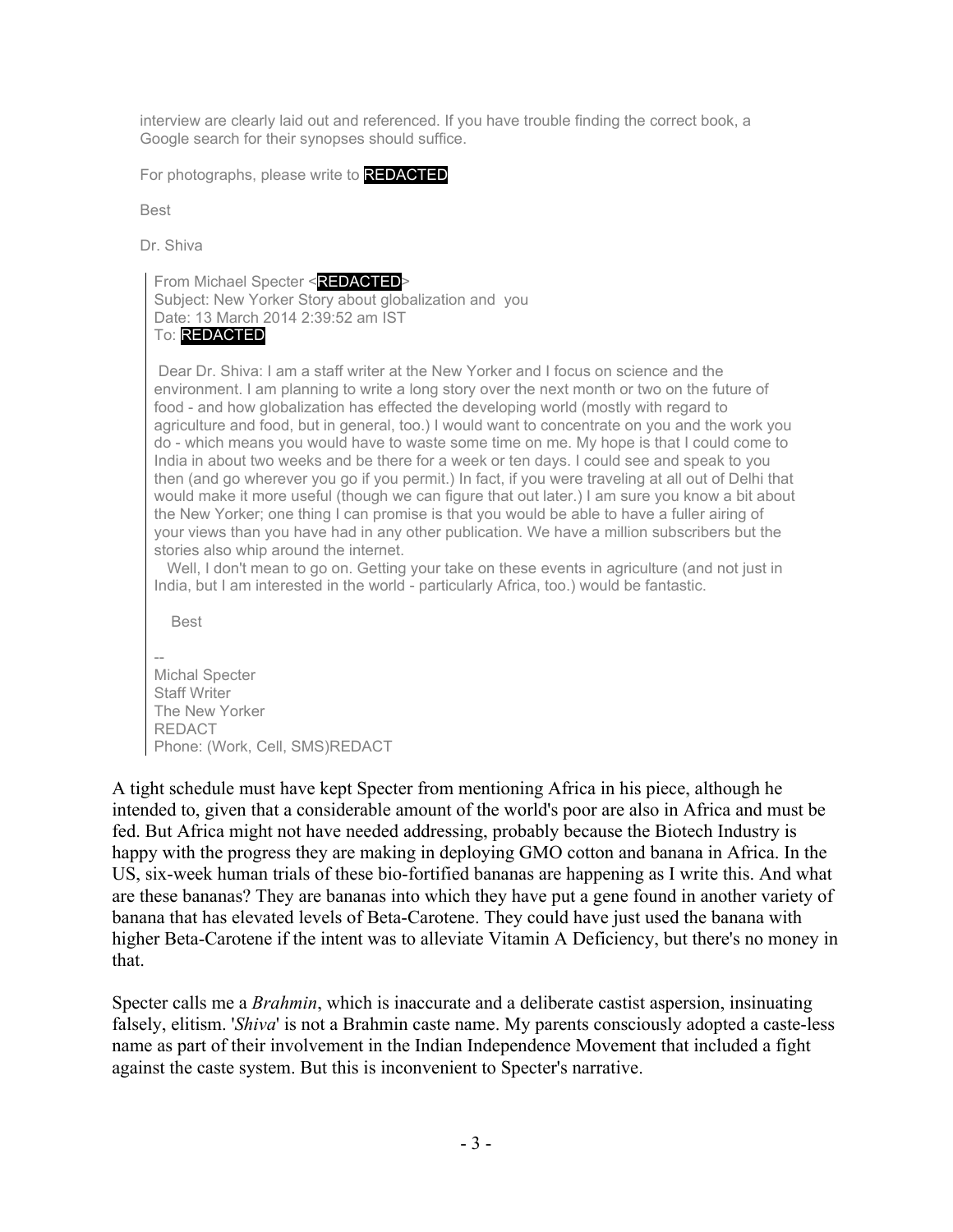interview are clearly laid out and referenced. If you have trouble finding the correct book, a Google search for their synopses should suffice.

For photographs, please write to REDACTED

Best

Dr. Shiva

> From Michael Specter <REDACTED>
> Subject: New Yorker Story about globalization and you
> Date: 13 March 2014 2:39:52 am IST
> To: REDACTED
>
> Dear Dr. Shiva: I am a staff writer at the New Yorker and I focus on science and the environment. I am planning to write a long story over the next month or two on the future of food - and how globalization has effected the developing world (mostly with regard to agriculture and food, but in general, too.) I would want to concentrate on you and the work you do - which means you would have to waste some time on me. My hope is that I could come to India in about two weeks and be there for a week or ten days. I could see and speak to you then (and go wherever you go if you permit.) In fact, if you were traveling at all out of Delhi that would make it more useful (though we can figure that out later.) I am sure you know a bit about the New Yorker; one thing I can promise is that you would be able to have a fuller airing of your views than you have had in any other publication. We have a million subscribers but the stories also whip around the internet.
> Well, I don't mean to go on. Getting your take on these events in agriculture (and not just in India, but I am interested in the world - particularly Africa, too.) would be fantastic.
>
> Best
>
> --
> Michal Specter
> Staff Writer
> The New Yorker
> REDACT
> Phone: (Work, Cell, SMS)REDACT

A tight schedule must have kept Specter from mentioning Africa in his piece, although he intended to, given that a considerable amount of the world's poor are also in Africa and must be fed. But Africa might not have needed addressing, probably because the Biotech Industry is happy with the progress they are making in deploying GMO cotton and banana in Africa. In the US, six-week human trials of these bio-fortified bananas are happening as I write this. And what are these bananas? They are bananas into which they have put a gene found in another variety of banana that has elevated levels of Beta-Carotene. They could have just used the banana with higher Beta-Carotene if the intent was to alleviate Vitamin A Deficiency, but there's no money in that.

Specter calls me a *Brahmin*, which is inaccurate and a deliberate castist aspersion, insinuating falsely, elitism. '*Shiva*' is not a Brahmin caste name. My parents consciously adopted a caste-less name as part of their involvement in the Indian Independence Movement that included a fight against the caste system. But this is inconvenient to Specter's narrative.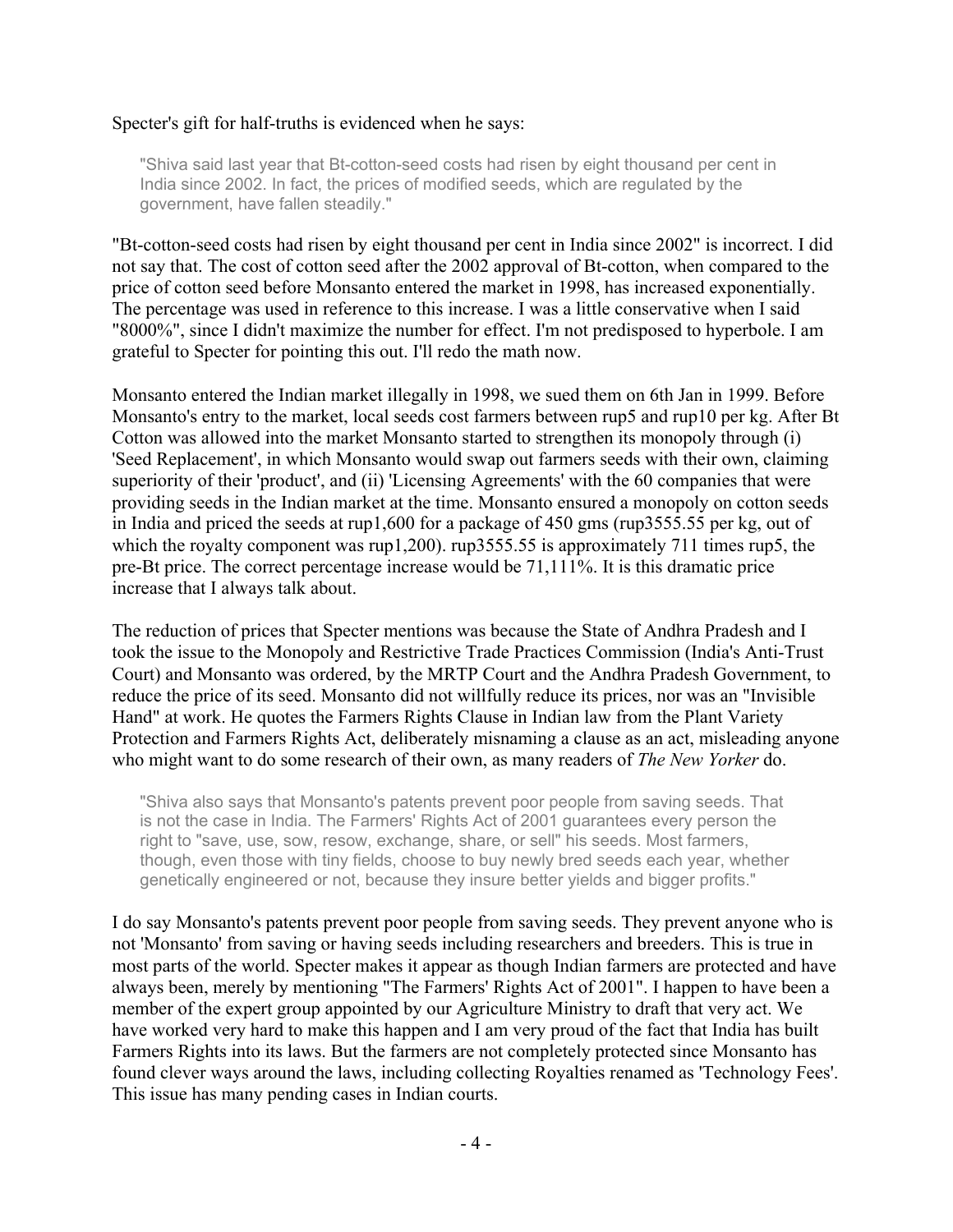Specter's gift for half-truths is evidenced when he says:

> "Shiva said last year that Bt-cotton-seed costs had risen by eight thousand per cent in India since 2002. In fact, the prices of modified seeds, which are regulated by the government, have fallen steadily."

"Bt-cotton-seed costs had risen by eight thousand per cent in India since 2002" is incorrect. I did not say that. The cost of cotton seed after the 2002 approval of Bt-cotton, when compared to the price of cotton seed before Monsanto entered the market in 1998, has increased exponentially. The percentage was used in reference to this increase. I was a little conservative when I said "8000%", since I didn't maximize the number for effect. I'm not predisposed to hyperbole. I am grateful to Specter for pointing this out. I'll redo the math now.

Monsanto entered the Indian market illegally in 1998, we sued them on 6th Jan in 1999. Before Monsanto's entry to the market, local seeds cost farmers between rup5 and rup10 per kg. After Bt Cotton was allowed into the market Monsanto started to strengthen its monopoly through (i) 'Seed Replacement', in which Monsanto would swap out farmers seeds with their own, claiming superiority of their 'product', and (ii) 'Licensing Agreements' with the 60 companies that were providing seeds in the Indian market at the time. Monsanto ensured a monopoly on cotton seeds in India and priced the seeds at rup1,600 for a package of 450 gms (rup3555.55 per kg, out of which the royalty component was rup1,200). rup3555.55 is approximately 711 times rup5, the pre-Bt price. The correct percentage increase would be 71,111%. It is this dramatic price increase that I always talk about.

The reduction of prices that Specter mentions was because the State of Andhra Pradesh and I took the issue to the Monopoly and Restrictive Trade Practices Commission (India's Anti-Trust Court) and Monsanto was ordered, by the MRTP Court and the Andhra Pradesh Government, to reduce the price of its seed. Monsanto did not willfully reduce its prices, nor was an "Invisible Hand" at work. He quotes the Farmers Rights Clause in Indian law from the Plant Variety Protection and Farmers Rights Act, deliberately misnaming a clause as an act, misleading anyone who might want to do some research of their own, as many readers of *The New Yorker* do.

> "Shiva also says that Monsanto's patents prevent poor people from saving seeds. That is not the case in India. The Farmers' Rights Act of 2001 guarantees every person the right to "save, use, sow, resow, exchange, share, or sell" his seeds. Most farmers, though, even those with tiny fields, choose to buy newly bred seeds each year, whether genetically engineered or not, because they insure better yields and bigger profits."

I do say Monsanto's patents prevent poor people from saving seeds. They prevent anyone who is not 'Monsanto' from saving or having seeds including researchers and breeders. This is true in most parts of the world. Specter makes it appear as though Indian farmers are protected and have always been, merely by mentioning "The Farmers' Rights Act of 2001". I happen to have been a member of the expert group appointed by our Agriculture Ministry to draft that very act. We have worked very hard to make this happen and I am very proud of the fact that India has built Farmers Rights into its laws. But the farmers are not completely protected since Monsanto has found clever ways around the laws, including collecting Royalties renamed as 'Technology Fees'. This issue has many pending cases in Indian courts.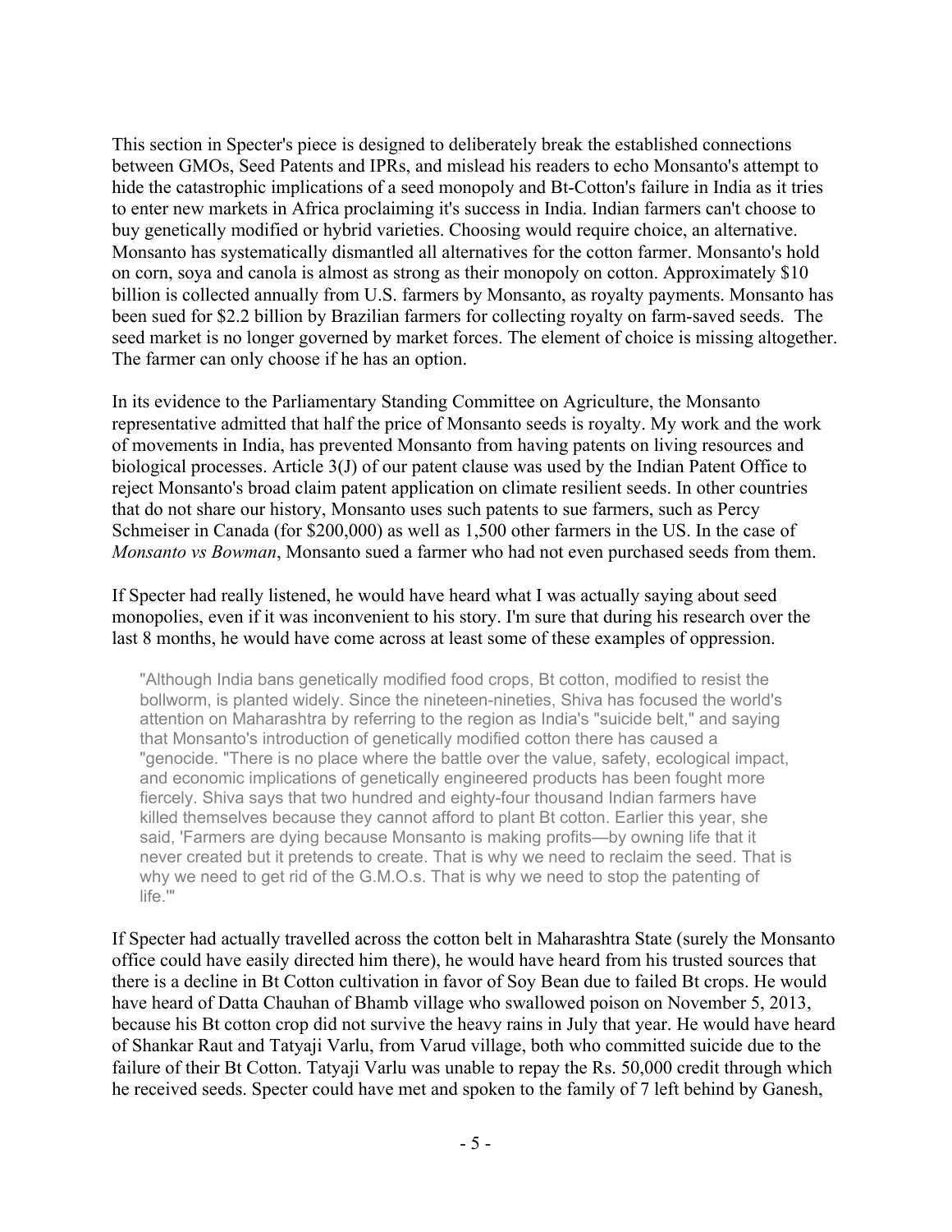This section in Specter's piece is designed to deliberately break the established connections between GMOs, Seed Patents and IPRs, and mislead his readers to echo Monsanto's attempt to hide the catastrophic implications of a seed monopoly and Bt-Cotton's failure in India as it tries to enter new markets in Africa proclaiming it's success in India. Indian farmers can't choose to buy genetically modified or hybrid varieties. Choosing would require choice, an alternative. Monsanto has systematically dismantled all alternatives for the cotton farmer. Monsanto's hold on corn, soya and canola is almost as strong as their monopoly on cotton. Approximately $10 billion is collected annually from U.S. farmers by Monsanto, as royalty payments. Monsanto has been sued for $2.2 billion by Brazilian farmers for collecting royalty on farm-saved seeds. The seed market is no longer governed by market forces. The element of choice is missing altogether. The farmer can only choose if he has an option.

In its evidence to the Parliamentary Standing Committee on Agriculture, the Monsanto representative admitted that half the price of Monsanto seeds is royalty. My work and the work of movements in India, has prevented Monsanto from having patents on living resources and biological processes. Article 3(J) of our patent clause was used by the Indian Patent Office to reject Monsanto's broad claim patent application on climate resilient seeds. In other countries that do not share our history, Monsanto uses such patents to sue farmers, such as Percy Schmeiser in Canada (for $200,000) as well as 1,500 other farmers in the US. In the case of *Monsanto vs Bowman*, Monsanto sued a farmer who had not even purchased seeds from them.

If Specter had really listened, he would have heard what I was actually saying about seed monopolies, even if it was inconvenient to his story. I'm sure that during his research over the last 8 months, he would have come across at least some of these examples of oppression.

> "Although India bans genetically modified food crops, Bt cotton, modified to resist the bollworm, is planted widely. Since the nineteen-nineties, Shiva has focused the world's attention on Maharashtra by referring to the region as India's "suicide belt," and saying that Monsanto's introduction of genetically modified cotton there has caused a "genocide. "There is no place where the battle over the value, safety, ecological impact, and economic implications of genetically engineered products has been fought more fiercely. Shiva says that two hundred and eighty-four thousand Indian farmers have killed themselves because they cannot afford to plant Bt cotton. Earlier this year, she said, 'Farmers are dying because Monsanto is making profits—by owning life that it never created but it pretends to create. That is why we need to reclaim the seed. That is why we need to get rid of the G.M.O.s. That is why we need to stop the patenting of life.'"

If Specter had actually travelled across the cotton belt in Maharashtra State (surely the Monsanto office could have easily directed him there), he would have heard from his trusted sources that there is a decline in Bt Cotton cultivation in favor of Soy Bean due to failed Bt crops. He would have heard of Datta Chauhan of Bhamb village who swallowed poison on November 5, 2013, because his Bt cotton crop did not survive the heavy rains in July that year. He would have heard of Shankar Raut and Tatyaji Varlu, from Varud village, both who committed suicide due to the failure of their Bt Cotton. Tatyaji Varlu was unable to repay the Rs. 50,000 credit through which he received seeds. Specter could have met and spoken to the family of 7 left behind by Ganesh,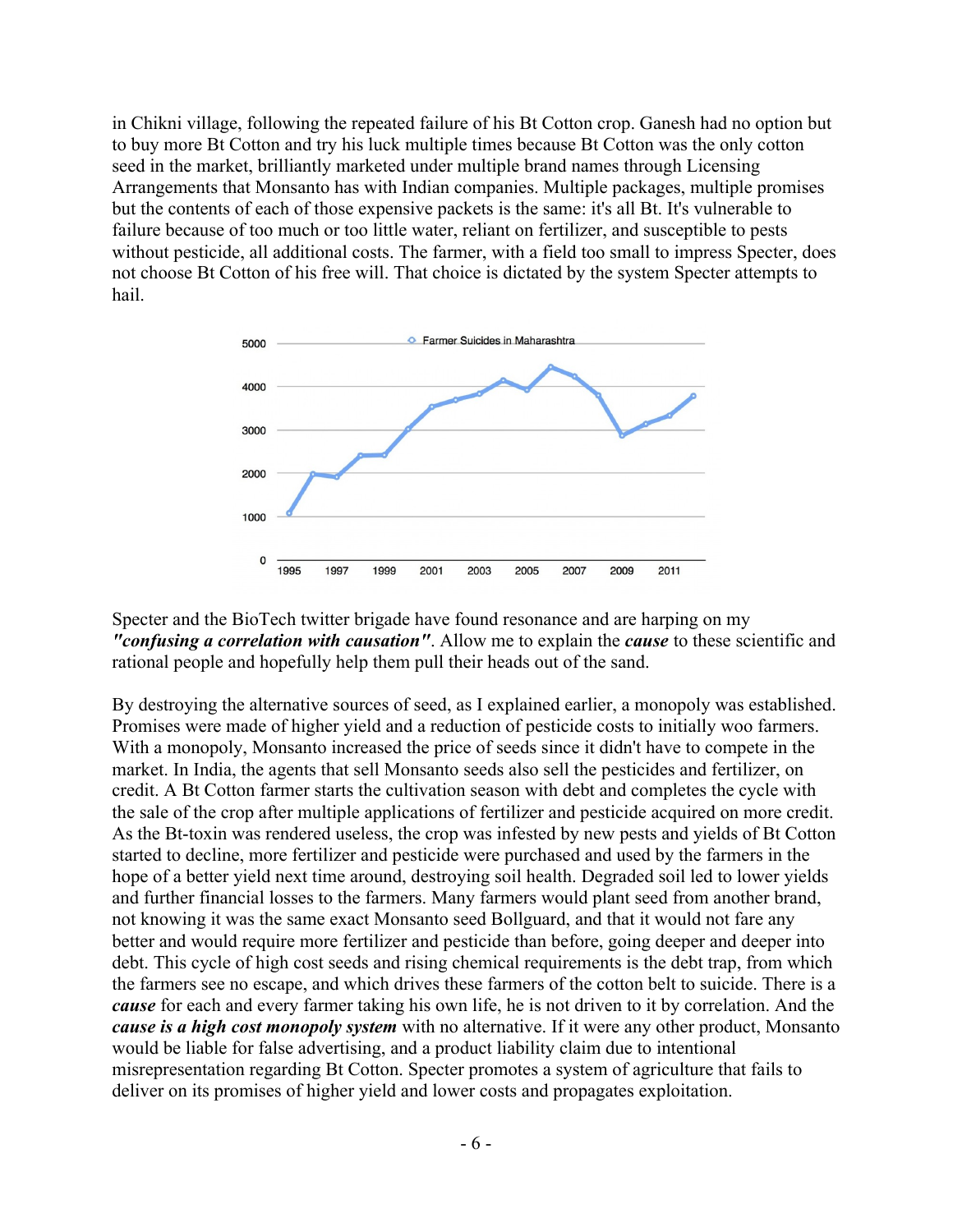in Chikni village, following the repeated failure of his Bt Cotton crop. Ganesh had no option but to buy more Bt Cotton and try his luck multiple times because Bt Cotton was the only cotton seed in the market, brilliantly marketed under multiple brand names through Licensing Arrangements that Monsanto has with Indian companies. Multiple packages, multiple promises but the contents of each of those expensive packets is the same: it's all Bt. It's vulnerable to failure because of too much or too little water, reliant on fertilizer, and susceptible to pests without pesticide, all additional costs. The farmer, with a field too small to impress Specter, does not choose Bt Cotton of his free will. That choice is dictated by the system Specter attempts to hail.

Specter and the BioTech twitter brigade have found resonance and are harping on my ***"confusing a correlation with causation"***. Allow me to explain the ***cause*** to these scientific and rational people and hopefully help them pull their heads out of the sand.

By destroying the alternative sources of seed, as I explained earlier, a monopoly was established. Promises were made of higher yield and a reduction of pesticide costs to initially woo farmers. With a monopoly, Monsanto increased the price of seeds since it didn't have to compete in the market. In India, the agents that sell Monsanto seeds also sell the pesticides and fertilizer, on credit. A Bt Cotton farmer starts the cultivation season with debt and completes the cycle with the sale of the crop after multiple applications of fertilizer and pesticide acquired on more credit. As the Bt-toxin was rendered useless, the crop was infested by new pests and yields of Bt Cotton started to decline, more fertilizer and pesticide were purchased and used by the farmers in the hope of a better yield next time around, destroying soil health. Degraded soil led to lower yields and further financial losses to the farmers. Many farmers would plant seed from another brand, not knowing it was the same exact Monsanto seed Bollguard, and that it would not fare any better and would require more fertilizer and pesticide than before, going deeper and deeper into debt. This cycle of high cost seeds and rising chemical requirements is the debt trap, from which the farmers see no escape, and which drives these farmers of the cotton belt to suicide. There is a ***cause*** for each and every farmer taking his own life, he is not driven to it by correlation. And the ***cause is a high cost monopoly system*** with no alternative. If it were any other product, Monsanto would be liable for false advertising, and a product liability claim due to intentional misrepresentation regarding Bt Cotton. Specter promotes a system of agriculture that fails to deliver on its promises of higher yield and lower costs and propagates exploitation.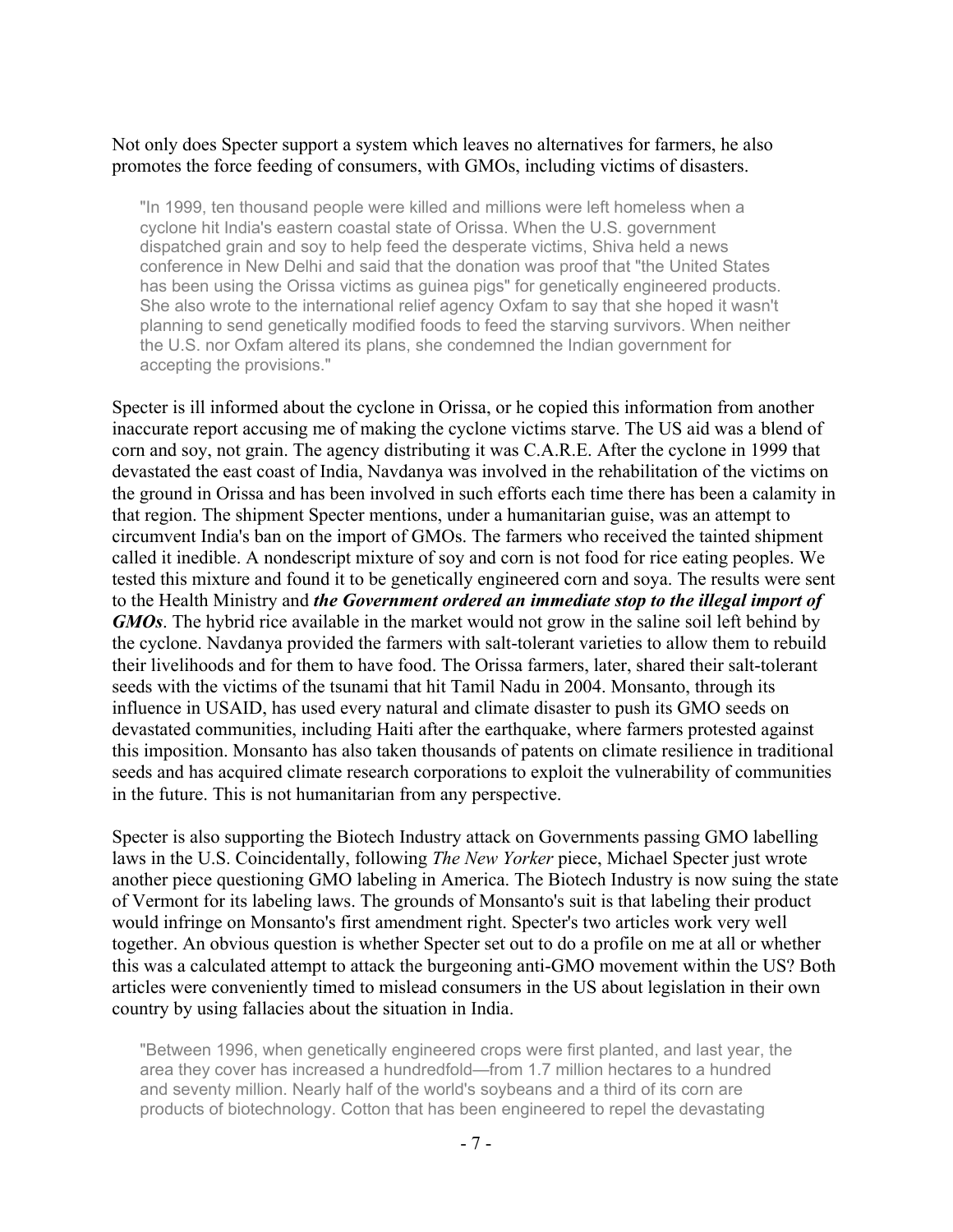Not only does Specter support a system which leaves no alternatives for farmers, he also promotes the force feeding of consumers, with GMOs, including victims of disasters.

> "In 1999, ten thousand people were killed and millions were left homeless when a cyclone hit India's eastern coastal state of Orissa. When the U.S. government dispatched grain and soy to help feed the desperate victims, Shiva held a news conference in New Delhi and said that the donation was proof that "the United States has been using the Orissa victims as guinea pigs" for genetically engineered products. She also wrote to the international relief agency Oxfam to say that she hoped it wasn't planning to send genetically modified foods to feed the starving survivors. When neither the U.S. nor Oxfam altered its plans, she condemned the Indian government for accepting the provisions."

Specter is ill informed about the cyclone in Orissa, or he copied this information from another inaccurate report accusing me of making the cyclone victims starve. The US aid was a blend of corn and soy, not grain. The agency distributing it was C.A.R.E. After the cyclone in 1999 that devastated the east coast of India, Navdanya was involved in the rehabilitation of the victims on the ground in Orissa and has been involved in such efforts each time there has been a calamity in that region. The shipment Specter mentions, under a humanitarian guise, was an attempt to circumvent India's ban on the import of GMOs. The farmers who received the tainted shipment called it inedible. A nondescript mixture of soy and corn is not food for rice eating peoples. We tested this mixture and found it to be genetically engineered corn and soya. The results were sent to the Health Ministry and ***the Government ordered an immediate stop to the illegal import of GMOs***. The hybrid rice available in the market would not grow in the saline soil left behind by the cyclone. Navdanya provided the farmers with salt-tolerant varieties to allow them to rebuild their livelihoods and for them to have food. The Orissa farmers, later, shared their salt-tolerant seeds with the victims of the tsunami that hit Tamil Nadu in 2004. Monsanto, through its influence in USAID, has used every natural and climate disaster to push its GMO seeds on devastated communities, including Haiti after the earthquake, where farmers protested against this imposition. Monsanto has also taken thousands of patents on climate resilience in traditional seeds and has acquired climate research corporations to exploit the vulnerability of communities in the future. This is not humanitarian from any perspective.

Specter is also supporting the Biotech Industry attack on Governments passing GMO labelling laws in the U.S. Coincidentally, following *The New Yorker* piece, Michael Specter just wrote another piece questioning GMO labeling in America. The Biotech Industry is now suing the state of Vermont for its labeling laws. The grounds of Monsanto's suit is that labeling their product would infringe on Monsanto's first amendment right. Specter's two articles work very well together. An obvious question is whether Specter set out to do a profile on me at all or whether this was a calculated attempt to attack the burgeoning anti-GMO movement within the US? Both articles were conveniently timed to mislead consumers in the US about legislation in their own country by using fallacies about the situation in India.

> "Between 1996, when genetically engineered crops were first planted, and last year, the area they cover has increased a hundredfold—from 1.7 million hectares to a hundred and seventy million. Nearly half of the world's soybeans and a third of its corn are products of biotechnology. Cotton that has been engineered to repel the devastating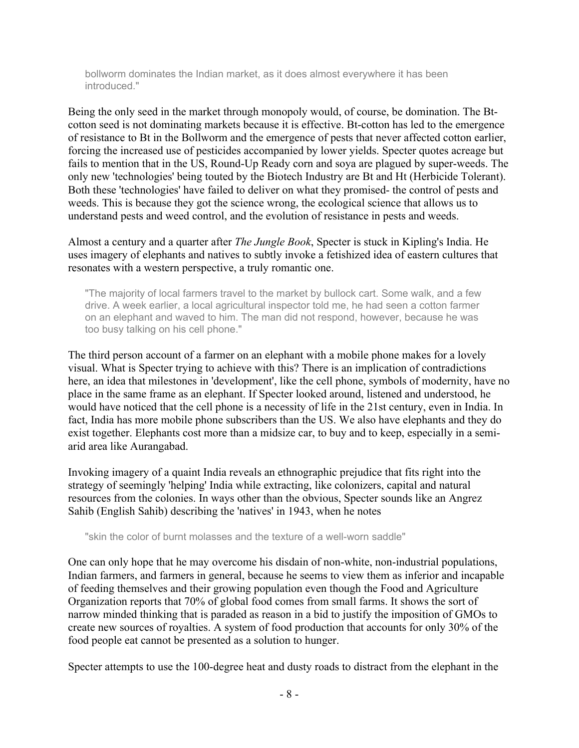> bollworm dominates the Indian market, as it does almost everywhere it has been introduced."

Being the only seed in the market through monopoly would, of course, be domination. The Bt-cotton seed is not dominating markets because it is effective. Bt-cotton has led to the emergence of resistance to Bt in the Bollworm and the emergence of pests that never affected cotton earlier, forcing the increased use of pesticides accompanied by lower yields. Specter quotes acreage but fails to mention that in the US, Round-Up Ready corn and soya are plagued by super-weeds. The only new 'technologies' being touted by the Biotech Industry are Bt and Ht (Herbicide Tolerant). Both these 'technologies' have failed to deliver on what they promised- the control of pests and weeds. This is because they got the science wrong, the ecological science that allows us to understand pests and weed control, and the evolution of resistance in pests and weeds.

Almost a century and a quarter after *The Jungle Book*, Specter is stuck in Kipling's India. He uses imagery of elephants and natives to subtly invoke a fetishized idea of eastern cultures that resonates with a western perspective, a truly romantic one.

> "The majority of local farmers travel to the market by bullock cart. Some walk, and a few drive. A week earlier, a local agricultural inspector told me, he had seen a cotton farmer on an elephant and waved to him. The man did not respond, however, because he was too busy talking on his cell phone."

The third person account of a farmer on an elephant with a mobile phone makes for a lovely visual. What is Specter trying to achieve with this? There is an implication of contradictions here, an idea that milestones in 'development', like the cell phone, symbols of modernity, have no place in the same frame as an elephant. If Specter looked around, listened and understood, he would have noticed that the cell phone is a necessity of life in the 21st century, even in India. In fact, India has more mobile phone subscribers than the US. We also have elephants and they do exist together. Elephants cost more than a midsize car, to buy and to keep, especially in a semi-arid area like Aurangabad.

Invoking imagery of a quaint India reveals an ethnographic prejudice that fits right into the strategy of seemingly 'helping' India while extracting, like colonizers, capital and natural resources from the colonies. In ways other than the obvious, Specter sounds like an Angrez Sahib (English Sahib) describing the 'natives' in 1943, when he notes

> "skin the color of burnt molasses and the texture of a well-worn saddle"

One can only hope that he may overcome his disdain of non-white, non-industrial populations, Indian farmers, and farmers in general, because he seems to view them as inferior and incapable of feeding themselves and their growing population even though the Food and Agriculture Organization reports that 70% of global food comes from small farms. It shows the sort of narrow minded thinking that is paraded as reason in a bid to justify the imposition of GMOs to create new sources of royalties. A system of food production that accounts for only 30% of the food people eat cannot be presented as a solution to hunger.

Specter attempts to use the 100-degree heat and dusty roads to distract from the elephant in the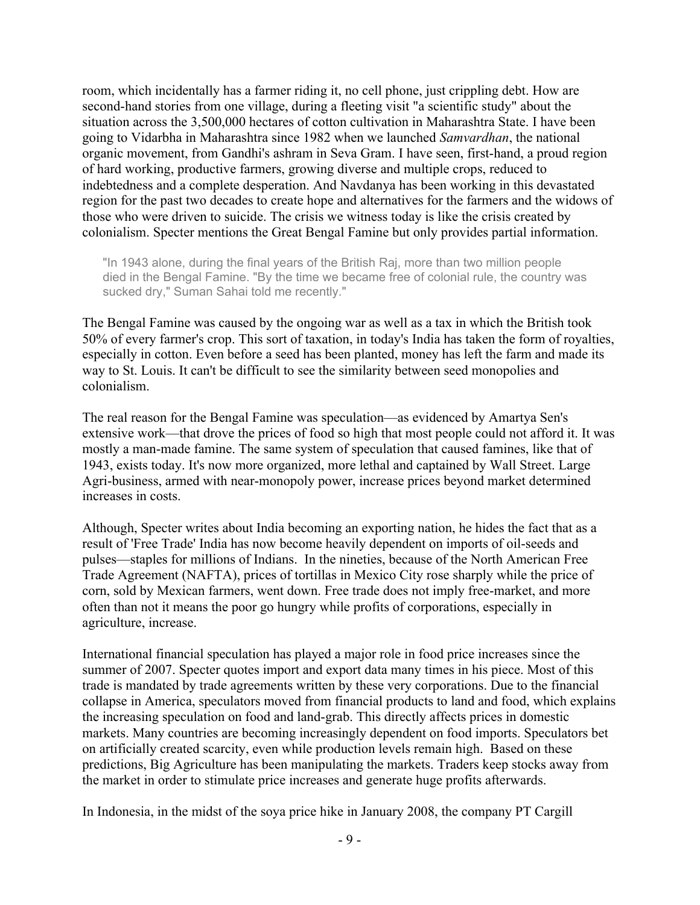room, which incidentally has a farmer riding it, no cell phone, just crippling debt. How are second-hand stories from one village, during a fleeting visit "a scientific study" about the situation across the 3,500,000 hectares of cotton cultivation in Maharashtra State. I have been going to Vidarbha in Maharashtra since 1982 when we launched *Samvardhan*, the national organic movement, from Gandhi's ashram in Seva Gram. I have seen, first-hand, a proud region of hard working, productive farmers, growing diverse and multiple crops, reduced to indebtedness and a complete desperation. And Navdanya has been working in this devastated region for the past two decades to create hope and alternatives for the farmers and the widows of those who were driven to suicide. The crisis we witness today is like the crisis created by colonialism. Specter mentions the Great Bengal Famine but only provides partial information.

> "In 1943 alone, during the final years of the British Raj, more than two million people died in the Bengal Famine. "By the time we became free of colonial rule, the country was sucked dry," Suman Sahai told me recently."

The Bengal Famine was caused by the ongoing war as well as a tax in which the British took 50% of every farmer's crop. This sort of taxation, in today's India has taken the form of royalties, especially in cotton. Even before a seed has been planted, money has left the farm and made its way to St. Louis. It can't be difficult to see the similarity between seed monopolies and colonialism.

The real reason for the Bengal Famine was speculation—as evidenced by Amartya Sen's extensive work—that drove the prices of food so high that most people could not afford it. It was mostly a man-made famine. The same system of speculation that caused famines, like that of 1943, exists today. It's now more organized, more lethal and captained by Wall Street. Large Agri-business, armed with near-monopoly power, increase prices beyond market determined increases in costs.

Although, Specter writes about India becoming an exporting nation, he hides the fact that as a result of 'Free Trade' India has now become heavily dependent on imports of oil-seeds and pulses—staples for millions of Indians. In the nineties, because of the North American Free Trade Agreement (NAFTA), prices of tortillas in Mexico City rose sharply while the price of corn, sold by Mexican farmers, went down. Free trade does not imply free-market, and more often than not it means the poor go hungry while profits of corporations, especially in agriculture, increase.

International financial speculation has played a major role in food price increases since the summer of 2007. Specter quotes import and export data many times in his piece. Most of this trade is mandated by trade agreements written by these very corporations. Due to the financial collapse in America, speculators moved from financial products to land and food, which explains the increasing speculation on food and land-grab. This directly affects prices in domestic markets. Many countries are becoming increasingly dependent on food imports. Speculators bet on artificially created scarcity, even while production levels remain high. Based on these predictions, Big Agriculture has been manipulating the markets. Traders keep stocks away from the market in order to stimulate price increases and generate huge profits afterwards.

In Indonesia, in the midst of the soya price hike in January 2008, the company PT Cargill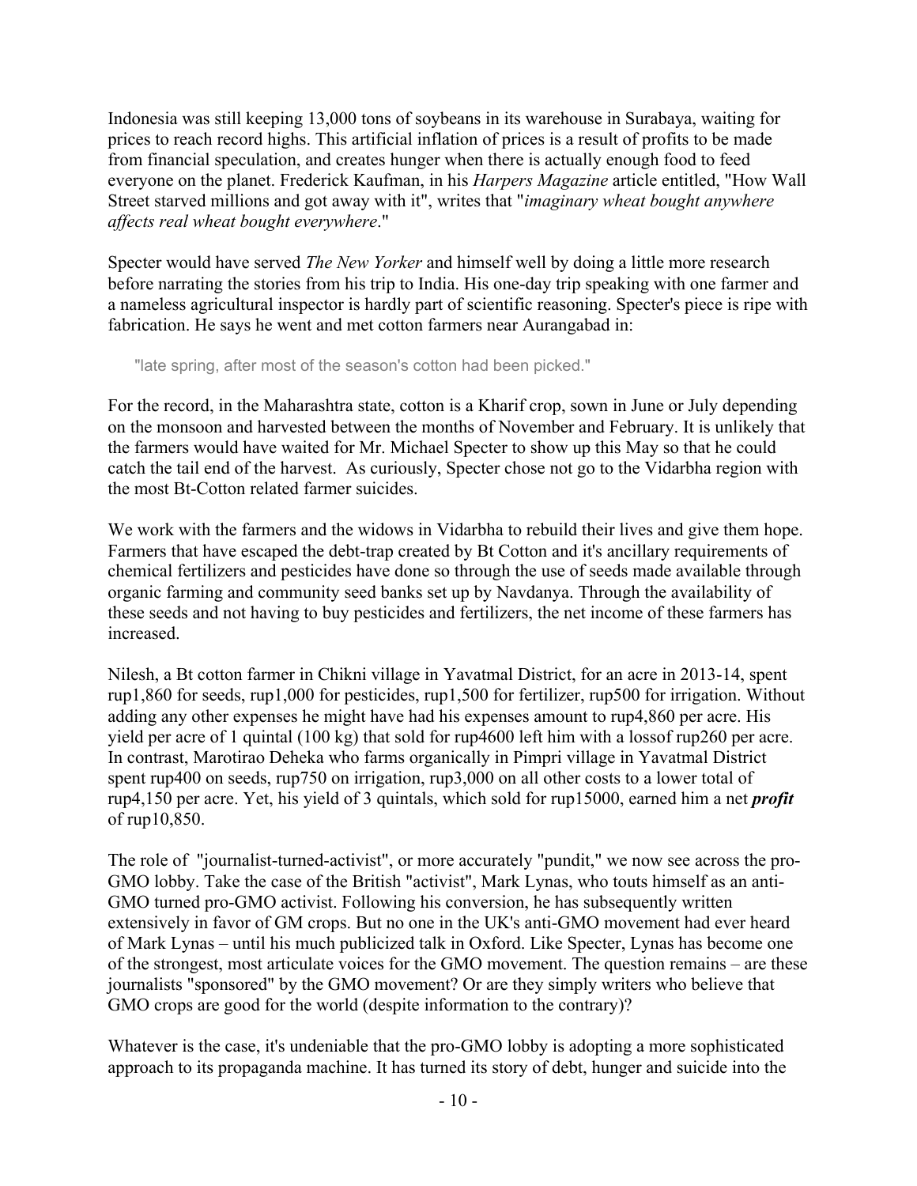Indonesia was still keeping 13,000 tons of soybeans in its warehouse in Surabaya, waiting for prices to reach record highs. This artificial inflation of prices is a result of profits to be made from financial speculation, and creates hunger when there is actually enough food to feed everyone on the planet. Frederick Kaufman, in his *Harpers Magazine* article entitled, "How Wall Street starved millions and got away with it", writes that "*imaginary wheat bought anywhere affects real wheat bought everywhere*."

Specter would have served *The New Yorker* and himself well by doing a little more research before narrating the stories from his trip to India. His one-day trip speaking with one farmer and a nameless agricultural inspector is hardly part of scientific reasoning. Specter's piece is ripe with fabrication. He says he went and met cotton farmers near Aurangabad in:

> "late spring, after most of the season's cotton had been picked."

For the record, in the Maharashtra state, cotton is a Kharif crop, sown in June or July depending on the monsoon and harvested between the months of November and February. It is unlikely that the farmers would have waited for Mr. Michael Specter to show up this May so that he could catch the tail end of the harvest. As curiously, Specter chose not go to the Vidarbha region with the most Bt-Cotton related farmer suicides.

We work with the farmers and the widows in Vidarbha to rebuild their lives and give them hope. Farmers that have escaped the debt-trap created by Bt Cotton and it's ancillary requirements of chemical fertilizers and pesticides have done so through the use of seeds made available through organic farming and community seed banks set up by Navdanya. Through the availability of these seeds and not having to buy pesticides and fertilizers, the net income of these farmers has increased.

Nilesh, a Bt cotton farmer in Chikni village in Yavatmal District, for an acre in 2013-14, spent rup1,860 for seeds, rup1,000 for pesticides, rup1,500 for fertilizer, rup500 for irrigation. Without adding any other expenses he might have had his expenses amount to rup4,860 per acre. His yield per acre of 1 quintal (100 kg) that sold for rup4600 left him with a lossof rup260 per acre. In contrast, Marotirao Deheka who farms organically in Pimpri village in Yavatmal District spent rup400 on seeds, rup750 on irrigation, rup3,000 on all other costs to a lower total of rup4,150 per acre. Yet, his yield of 3 quintals, which sold for rup15000, earned him a net ***profit*** of rup10,850.

The role of "journalist-turned-activist", or more accurately "pundit," we now see across the pro-GMO lobby. Take the case of the British "activist", Mark Lynas, who touts himself as an anti-GMO turned pro-GMO activist. Following his conversion, he has subsequently written extensively in favor of GM crops. But no one in the UK's anti-GMO movement had ever heard of Mark Lynas – until his much publicized talk in Oxford. Like Specter, Lynas has become one of the strongest, most articulate voices for the GMO movement. The question remains – are these journalists "sponsored" by the GMO movement? Or are they simply writers who believe that GMO crops are good for the world (despite information to the contrary)?

Whatever is the case, it's undeniable that the pro-GMO lobby is adopting a more sophisticated approach to its propaganda machine. It has turned its story of debt, hunger and suicide into the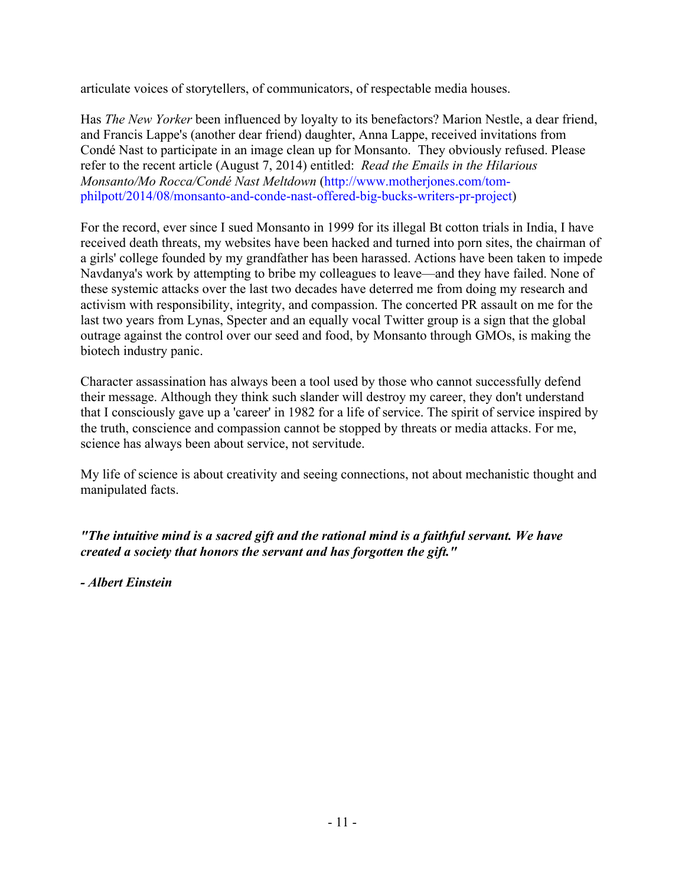articulate voices of storytellers, of communicators, of respectable media houses.

Has *The New Yorker* been influenced by loyalty to its benefactors? Marion Nestle, a dear friend, and Francis Lappe's (another dear friend) daughter, Anna Lappe, received invitations from Condé Nast to participate in an image clean up for Monsanto. They obviously refused. Please refer to the recent article (August 7, 2014) entitled: *Read the Emails in the Hilarious Monsanto/Mo Rocca/Condé Nast Meltdown* (http://www.motherjones.com/tom-philpott/2014/08/monsanto-and-conde-nast-offered-big-bucks-writers-pr-project)

For the record, ever since I sued Monsanto in 1999 for its illegal Bt cotton trials in India, I have received death threats, my websites have been hacked and turned into porn sites, the chairman of a girls' college founded by my grandfather has been harassed. Actions have been taken to impede Navdanya's work by attempting to bribe my colleagues to leave—and they have failed. None of these systemic attacks over the last two decades have deterred me from doing my research and activism with responsibility, integrity, and compassion. The concerted PR assault on me for the last two years from Lynas, Specter and an equally vocal Twitter group is a sign that the global outrage against the control over our seed and food, by Monsanto through GMOs, is making the biotech industry panic.

Character assassination has always been a tool used by those who cannot successfully defend their message. Although they think such slander will destroy my career, they don't understand that I consciously gave up a 'career' in 1982 for a life of service. The spirit of service inspired by the truth, conscience and compassion cannot be stopped by threats or media attacks. For me, science has always been about service, not servitude.

My life of science is about creativity and seeing connections, not about mechanistic thought and manipulated facts.

***"The intuitive mind is a sacred gift and the rational mind is a faithful servant. We have created a society that honors the servant and has forgotten the gift."***

***- Albert Einstein***